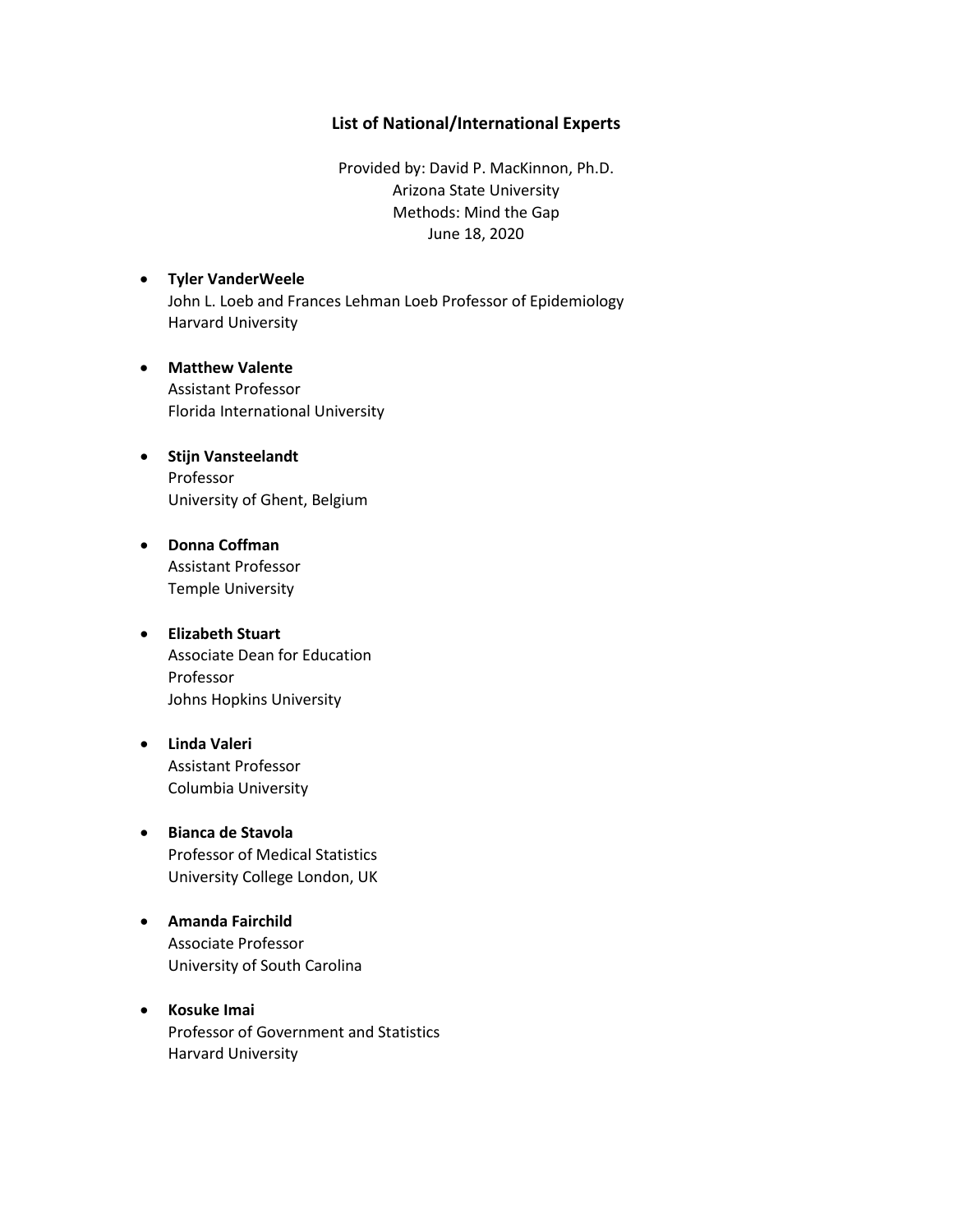# List of National/International Experts

Provided by: David P. MacKinnon, Ph.D.
Arizona State University
Methods: Mind the Gap
June 18, 2020

- **Tyler VanderWeele**
  John L. Loeb and Frances Lehman Loeb Professor of Epidemiology
  Harvard University

- **Matthew Valente**
  Assistant Professor
  Florida International University

- **Stijn Vansteelandt**
  Professor
  University of Ghent, Belgium

- **Donna Coffman**
  Assistant Professor
  Temple University

- **Elizabeth Stuart**
  Associate Dean for Education
  Professor
  Johns Hopkins University

- **Linda Valeri**
  Assistant Professor
  Columbia University

- **Bianca de Stavola**
  Professor of Medical Statistics
  University College London, UK

- **Amanda Fairchild**
  Associate Professor
  University of South Carolina

- **Kosuke Imai**
  Professor of Government and Statistics
  Harvard University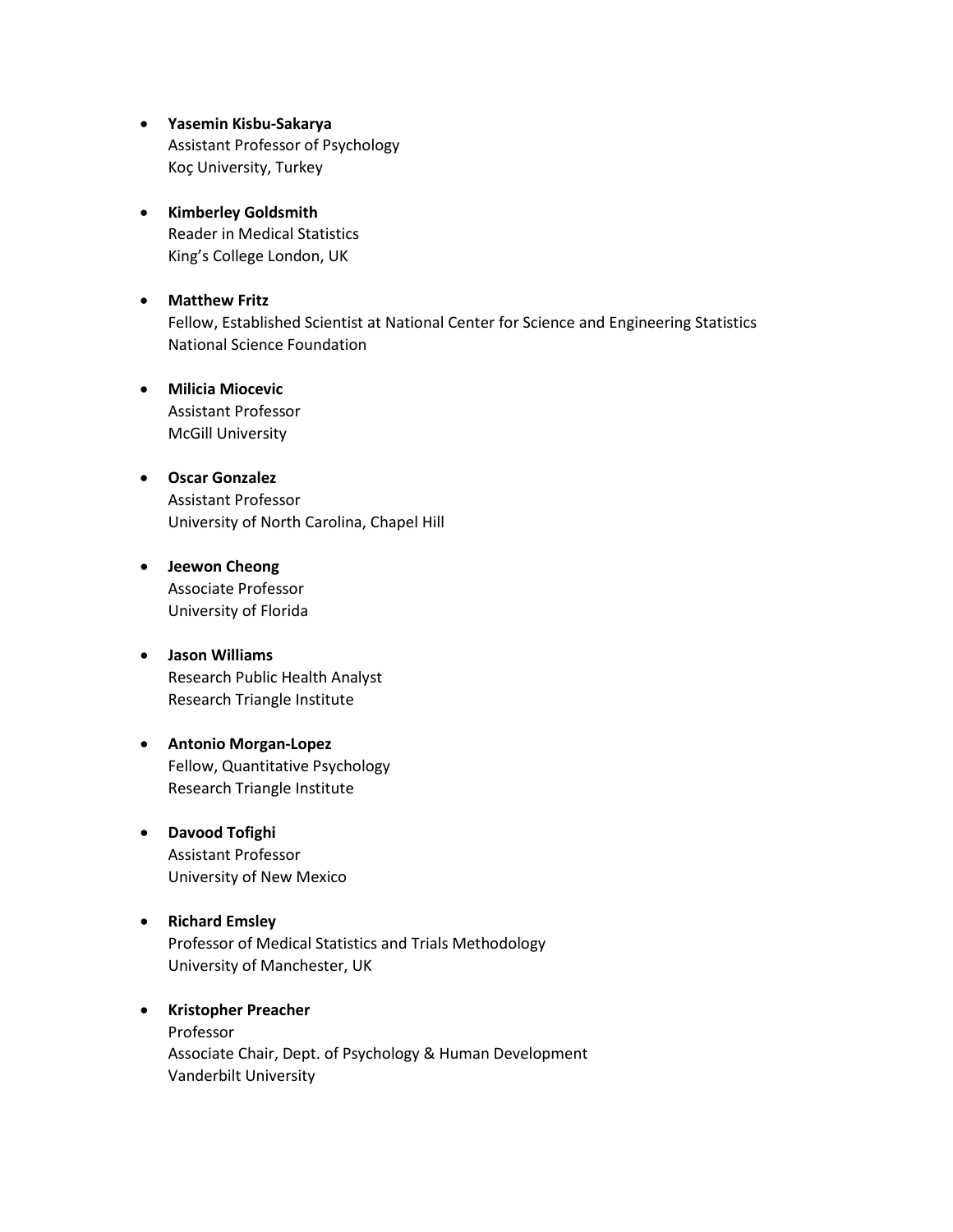- **Yasemin Kisbu-Sakarya**
  Assistant Professor of Psychology
  Koç University, Turkey

- **Kimberley Goldsmith**
  Reader in Medical Statistics
  King's College London, UK

- **Matthew Fritz**
  Fellow, Established Scientist at National Center for Science and Engineering Statistics
  National Science Foundation

- **Milicia Miocevic**
  Assistant Professor
  McGill University

- **Oscar Gonzalez**
  Assistant Professor
  University of North Carolina, Chapel Hill

- **Jeewon Cheong**
  Associate Professor
  University of Florida

- **Jason Williams**
  Research Public Health Analyst
  Research Triangle Institute

- **Antonio Morgan-Lopez**
  Fellow, Quantitative Psychology
  Research Triangle Institute

- **Davood Tofighi**
  Assistant Professor
  University of New Mexico

- **Richard Emsley**
  Professor of Medical Statistics and Trials Methodology
  University of Manchester, UK

- **Kristopher Preacher**
  Professor
  Associate Chair, Dept. of Psychology & Human Development
  Vanderbilt University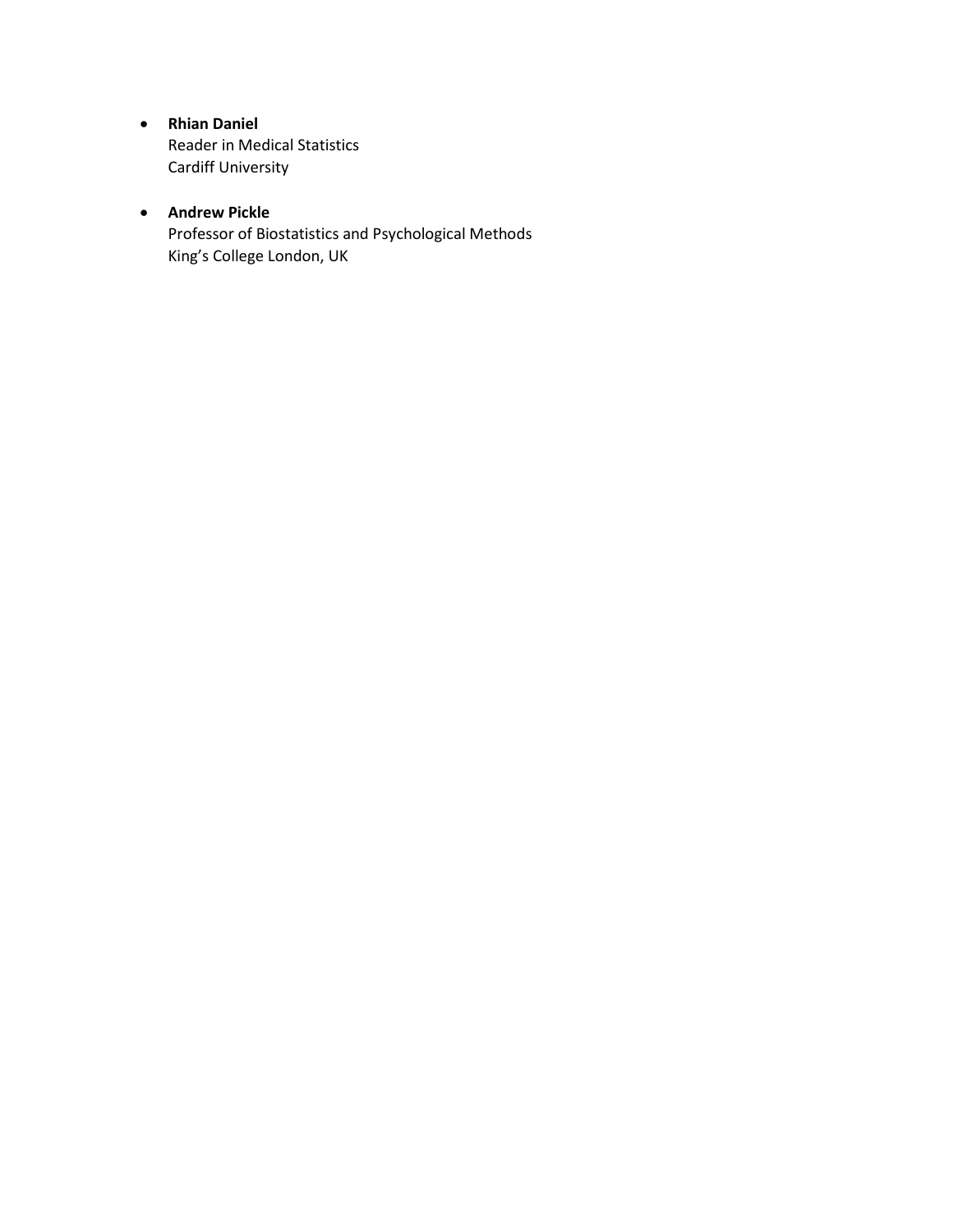- **Rhian Daniel**
  Reader in Medical Statistics
  Cardiff University

- **Andrew Pickle**
  Professor of Biostatistics and Psychological Methods
  King's College London, UK